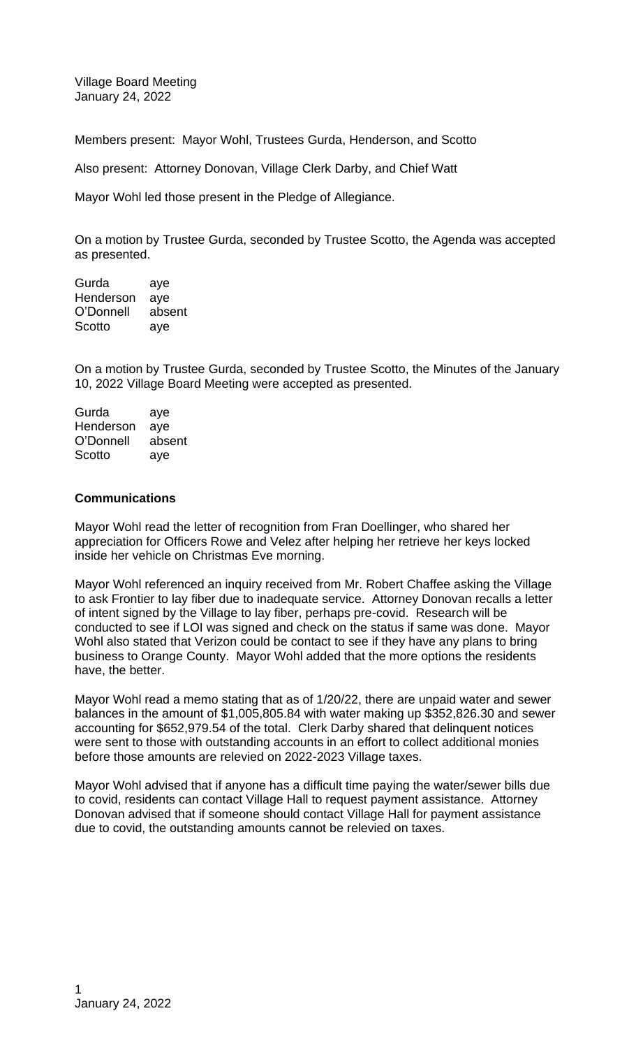Village Board Meeting
January 24, 2022

Members present: Mayor Wohl, Trustees Gurda, Henderson, and Scotto

Also present: Attorney Donovan, Village Clerk Darby, and Chief Watt

Mayor Wohl led those present in the Pledge of Allegiance.

On a motion by Trustee Gurda, seconded by Trustee Scotto, the Agenda was accepted as presented.

| | |
|---|---|
| Gurda | aye |
| Henderson | aye |
| O'Donnell | absent |
| Scotto | aye |

On a motion by Trustee Gurda, seconded by Trustee Scotto, the Minutes of the January 10, 2022 Village Board Meeting were accepted as presented.

| | |
|---|---|
| Gurda | aye |
| Henderson | aye |
| O'Donnell | absent |
| Scotto | aye |

**Communications**

Mayor Wohl read the letter of recognition from Fran Doellinger, who shared her appreciation for Officers Rowe and Velez after helping her retrieve her keys locked inside her vehicle on Christmas Eve morning.

Mayor Wohl referenced an inquiry received from Mr. Robert Chaffee asking the Village to ask Frontier to lay fiber due to inadequate service. Attorney Donovan recalls a letter of intent signed by the Village to lay fiber, perhaps pre-covid. Research will be conducted to see if LOI was signed and check on the status if same was done. Mayor Wohl also stated that Verizon could be contact to see if they have any plans to bring business to Orange County. Mayor Wohl added that the more options the residents have, the better.

Mayor Wohl read a memo stating that as of 1/20/22, there are unpaid water and sewer balances in the amount of $1,005,805.84 with water making up $352,826.30 and sewer accounting for $652,979.54 of the total. Clerk Darby shared that delinquent notices were sent to those with outstanding accounts in an effort to collect additional monies before those amounts are relevied on 2022-2023 Village taxes.

Mayor Wohl advised that if anyone has a difficult time paying the water/sewer bills due to covid, residents can contact Village Hall to request payment assistance. Attorney Donovan advised that if someone should contact Village Hall for payment assistance due to covid, the outstanding amounts cannot be relevied on taxes.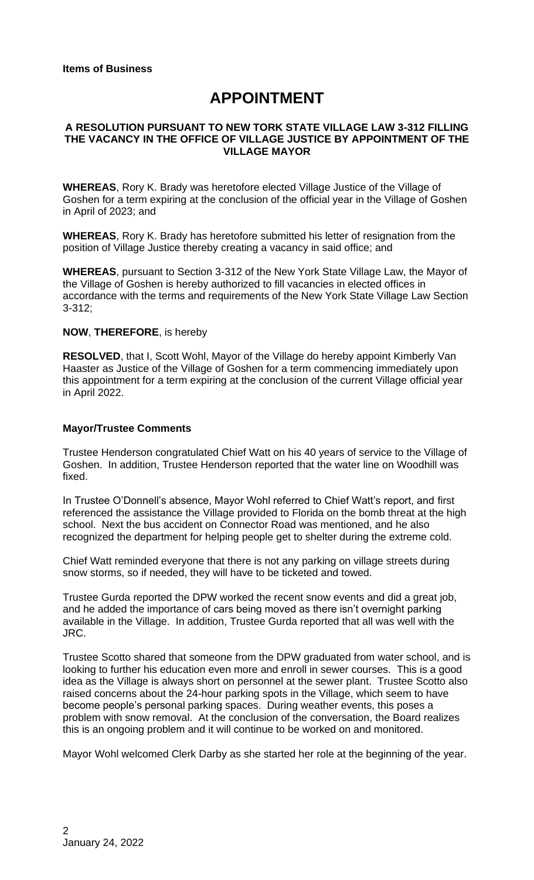**Items of Business**

# APPOINTMENT

**A RESOLUTION PURSUANT TO NEW TORK STATE VILLAGE LAW 3-312 FILLING THE VACANCY IN THE OFFICE OF VILLAGE JUSTICE BY APPOINTMENT OF THE VILLAGE MAYOR**

**WHEREAS**, Rory K. Brady was heretofore elected Village Justice of the Village of Goshen for a term expiring at the conclusion of the official year in the Village of Goshen in April of 2023; and

**WHEREAS**, Rory K. Brady has heretofore submitted his letter of resignation from the position of Village Justice thereby creating a vacancy in said office; and

**WHEREAS**, pursuant to Section 3-312 of the New York State Village Law, the Mayor of the Village of Goshen is hereby authorized to fill vacancies in elected offices in accordance with the terms and requirements of the New York State Village Law Section 3-312;

**NOW**, **THEREFORE**, is hereby

**RESOLVED**, that I, Scott Wohl, Mayor of the Village do hereby appoint Kimberly Van Haaster as Justice of the Village of Goshen for a term commencing immediately upon this appointment for a term expiring at the conclusion of the current Village official year in April 2022.

**Mayor/Trustee Comments**

Trustee Henderson congratulated Chief Watt on his 40 years of service to the Village of Goshen. In addition, Trustee Henderson reported that the water line on Woodhill was fixed.

In Trustee O'Donnell's absence, Mayor Wohl referred to Chief Watt's report, and first referenced the assistance the Village provided to Florida on the bomb threat at the high school. Next the bus accident on Connector Road was mentioned, and he also recognized the department for helping people get to shelter during the extreme cold.

Chief Watt reminded everyone that there is not any parking on village streets during snow storms, so if needed, they will have to be ticketed and towed.

Trustee Gurda reported the DPW worked the recent snow events and did a great job, and he added the importance of cars being moved as there isn't overnight parking available in the Village. In addition, Trustee Gurda reported that all was well with the JRC.

Trustee Scotto shared that someone from the DPW graduated from water school, and is looking to further his education even more and enroll in sewer courses. This is a good idea as the Village is always short on personnel at the sewer plant. Trustee Scotto also raised concerns about the 24-hour parking spots in the Village, which seem to have become people's personal parking spaces. During weather events, this poses a problem with snow removal. At the conclusion of the conversation, the Board realizes this is an ongoing problem and it will continue to be worked on and monitored.

Mayor Wohl welcomed Clerk Darby as she started her role at the beginning of the year.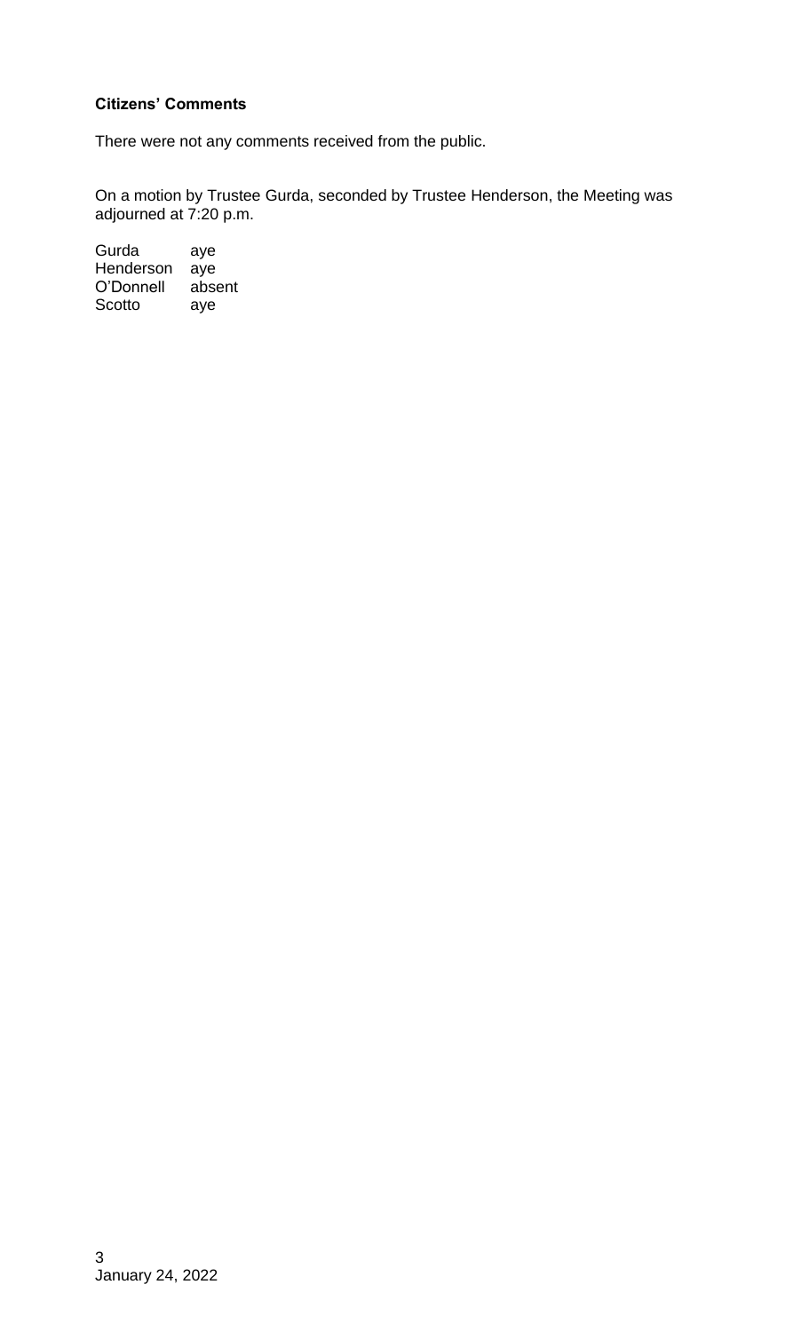**Citizens' Comments**

There were not any comments received from the public.

On a motion by Trustee Gurda, seconded by Trustee Henderson, the Meeting was adjourned at 7:20 p.m.

| | |
|---|---|
| Gurda | aye |
| Henderson | aye |
| O'Donnell | absent |
| Scotto | aye |